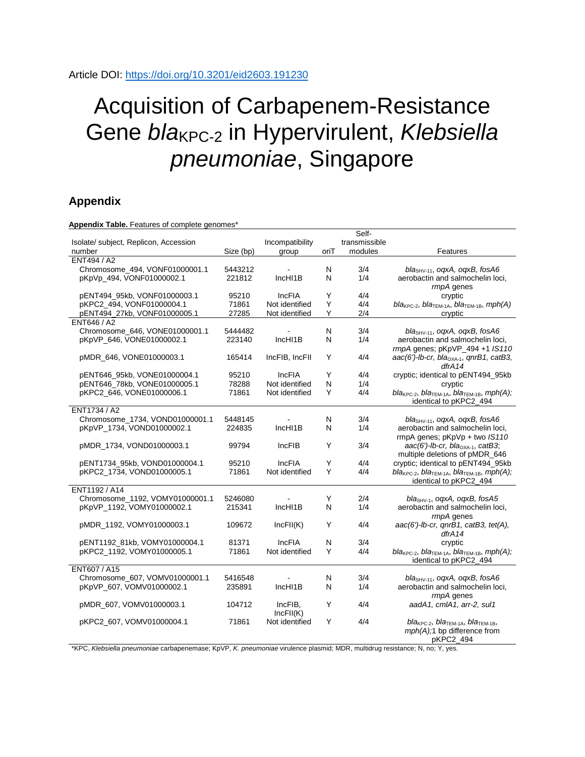Article DOI: https://doi.org/10.3201/eid2603.191230

# Acquisition of Carbapenem-Resistance Gene $bla_{KPC-2}$ in Hypervirulent, *Klebsiella pneumoniae*, Singapore

## Appendix

**Appendix Table.** Features of complete genomes*

| Isolate/ subject, Replicon, Accession number | Size (bp) | Incompatibility group | oriT | Self-transmissible modules | Features |
|---|---|---|---|---|---|
| ENT494 / A2 | | | | | |
| Chromosome_494, VONF01000001.1 | 5443212 | - | N | 3/4 | *bla*$_{SHV-11}$, *oqxA*, *oqxB*, *fosA6* |
| pKpVp_494, VONF01000002.1 | 221812 | IncHI1B | N | 1/4 | aerobactin and salmochelin loci, *rmpA* genes |
| pENT494_95kb, VONF01000003.1 | 95210 | IncFIA | Y | 4/4 | cryptic |
| pKPC2_494, VONF01000004.1 | 71861 | Not identified | Y | 4/4 | *bla*$_{KPC-2}$, *bla*$_{TEM-1A}$, *bla*$_{TEM-1B}$, *mph(A)* |
| pENT494_27kb, VONF01000005.1 | 27285 | Not identified | Y | 2/4 | cryptic |
| ENT646 / A2 | | | | | |
| Chromosome_646, VONE01000001.1 | 5444482 | - | N | 3/4 | *bla*$_{SHV-11}$, *oqxA*, *oqxB*, *fosA6* |
| pKpVP_646, VONE01000002.1 | 223140 | IncHI1B | N | 1/4 | aerobactin and salmochelin loci, *rmpA* genes; pKpVP_494 +1 *IS110* |
| pMDR_646, VONE01000003.1 | 165414 | IncFIB, IncFII | Y | 4/4 | *aac(6')-lb-cr*, *bla*$_{OXA-1}$, *qnrB1*, *catB3*, *dfrA14* |
| pENT646_95kb, VONE01000004.1 | 95210 | IncFIA | Y | 4/4 | cryptic; identical to pENT494_95kb |
| pENT646_78kb, VONE01000005.1 | 78288 | Not identified | N | 1/4 | cryptic |
| pKPC2_646, VONE01000006.1 | 71861 | Not identified | Y | 4/4 | *bla*$_{KPC-2}$, *bla*$_{TEM-1A}$, *bla*$_{TEM-1B}$, *mph(A)*; identical to pKPC2_494 |
| ENT1734 / A2 | | | | | |
| Chromosome_1734, VOND01000001.1 | 5448145 | - | N | 3/4 | *bla*$_{SHV-11}$, *oqxA*, *oqxB*, *fosA6* |
| pKpVP_1734, VOND01000002.1 | 224835 | IncHI1B | N | 1/4 | aerobactin and salmochelin loci, rmpA genes; pKpVp + two *IS110* |
| pMDR_1734, VOND01000003.1 | 99794 | IncFIB | Y | 3/4 | *aac(6')-lb-cr*, *bla*$_{OXA-1}$, *catB3*; multiple deletions of pMDR_646 |
| pENT1734_95kb, VOND01000004.1 | 95210 | IncFIA | Y | 4/4 | cryptic; identical to pENT494_95kb |
| pKPC2_1734, VOND01000005.1 | 71861 | Not identified | Y | 4/4 | *bla*$_{KPC-2}$, *bla*$_{TEM-1A}$, *bla*$_{TEM-1B}$, *mph(A)*; identical to pKPC2_494 |
| ENT1192 / A14 | | | | | |
| Chromosome_1192, VOMY01000001.1 | 5246080 | - | Y | 2/4 | *bla*$_{SHV-1}$, *oqxA*, *oqxB*, *fosA5* |
| pKpVP_1192, VOMY01000002.1 | 215341 | IncHI1B | N | 1/4 | aerobactin and salmochelin loci, *rmpA* genes |
| pMDR_1192, VOMY01000003.1 | 109672 | IncFII(K) | Y | 4/4 | *aac(6')-lb-cr*, *qnrB1*, *catB3*, *tet(A)*, *dfrA14* |
| pENT1192_81kb, VOMY01000004.1 | 81371 | IncFIA | N | 3/4 | cryptic |
| pKPC2_1192, VOMY01000005.1 | 71861 | Not identified | Y | 4/4 | *bla*$_{KPC-2}$, *bla*$_{TEM-1A}$, *bla*$_{TEM-1B}$, *mph(A)*; identical to pKPC2_494 |
| ENT607 / A15 | | | | | |
| Chromosome_607, VOMV01000001.1 | 5416548 | - | N | 3/4 | *bla*$_{SHV-11}$, *oqxA*, *oqxB*, *fosA6* |
| pKpVP_607, VOMV01000002.1 | 235891 | IncHI1B | N | 1/4 | aerobactin and salmochelin loci, *rmpA* genes |
| pMDR_607, VOMV01000003.1 | 104712 | IncFIB, IncFII(K) | Y | 4/4 | *aadA1*, *cmlA1*, *arr-2*, *sul1* |
| pKPC2_607, VOMV01000004.1 | 71861 | Not identified | Y | 4/4 | *bla*$_{KPC-2}$, *bla*$_{TEM-1A}$, *bla*$_{TEM-1B}$, *mph(A)*;1 bp difference from pKPC2_494 |

*KPC, *Klebsiella pneumoniae* carbapenemase; KpVP, *K. pneumoniae* virulence plasmid; MDR, multidrug resistance; N, no; Y, yes.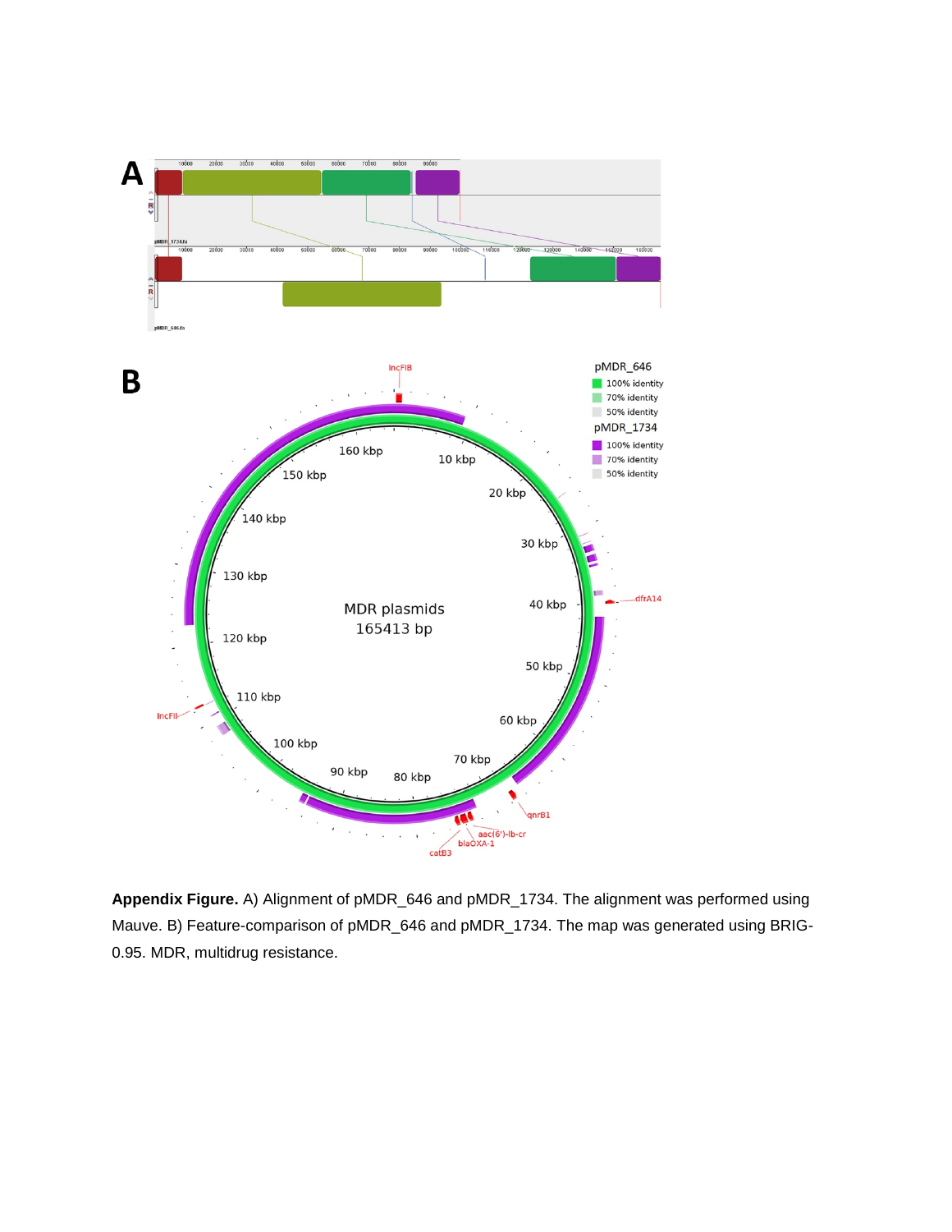A

10000 20000 30000 40000 50000 60000 70000 80000 90000

pMDR_1734.fa

10000 20000 30000 40000 50000 60000 70000 80000 90000 100000 110000 120000 130000 140000 150000 160000

pMDR_646.fa

B

IncFIB

pMDR_646

100% identity

70% identity

50% identity

pMDR_1734

100% identity

70% identity

50% identity

160 kbp

10 kbp

150 kbp

20 kbp

140 kbp

30 kbp

130 kbp

40 kbp

dfrA14

MDR plasmids

165413 bp

120 kbp

50 kbp

110 kbp

60 kbp

IncFII

100 kbp

70 kbp

90 kbp

80 kbp

qnrB1

aac(6')-Ib-cr

blaOXA-1

catB3

**Appendix Figure.** A) Alignment of pMDR_646 and pMDR_1734. The alignment was performed using Mauve. B) Feature-comparison of pMDR_646 and pMDR_1734. The map was generated using BRIG-0.95. MDR, multidrug resistance.